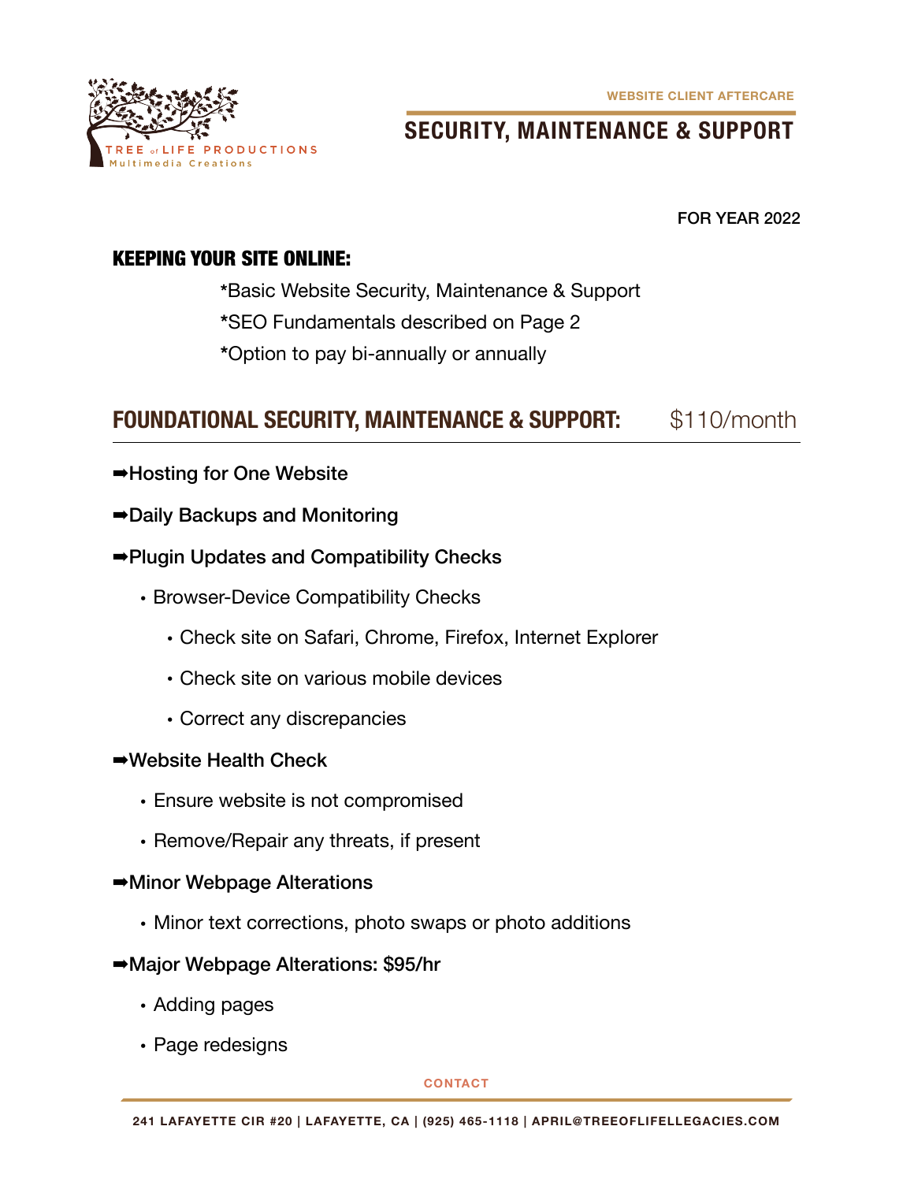TREE of LIFE PRODUCTIONS
Multimedia Creations

WEBSITE CLIENT AFTERCARE

# SECURITY, MAINTENANCE & SUPPORT

FOR YEAR 2022

## KEEPING YOUR SITE ONLINE:

*Basic Website Security, Maintenance & Support

*SEO Fundamentals described on Page 2

*Option to pay bi-annually or annually

## FOUNDATIONAL SECURITY, MAINTENANCE & SUPPORT: $110/month

➡Hosting for One Website

➡Daily Backups and Monitoring

➡Plugin Updates and Compatibility Checks

- Browser-Device Compatibility Checks
  - Check site on Safari, Chrome, Firefox, Internet Explorer
  - Check site on various mobile devices
  - Correct any discrepancies

➡Website Health Check

- Ensure website is not compromised
- Remove/Repair any threats, if present

➡Minor Webpage Alterations

- Minor text corrections, photo swaps or photo additions

➡Major Webpage Alterations: $95/hr

- Adding pages
- Page redesigns

CONTACT

241 LAFAYETTE CIR #20 | LAFAYETTE, CA | (925) 465-1118 | APRIL@TREEOFLIFELLEGACIES.COM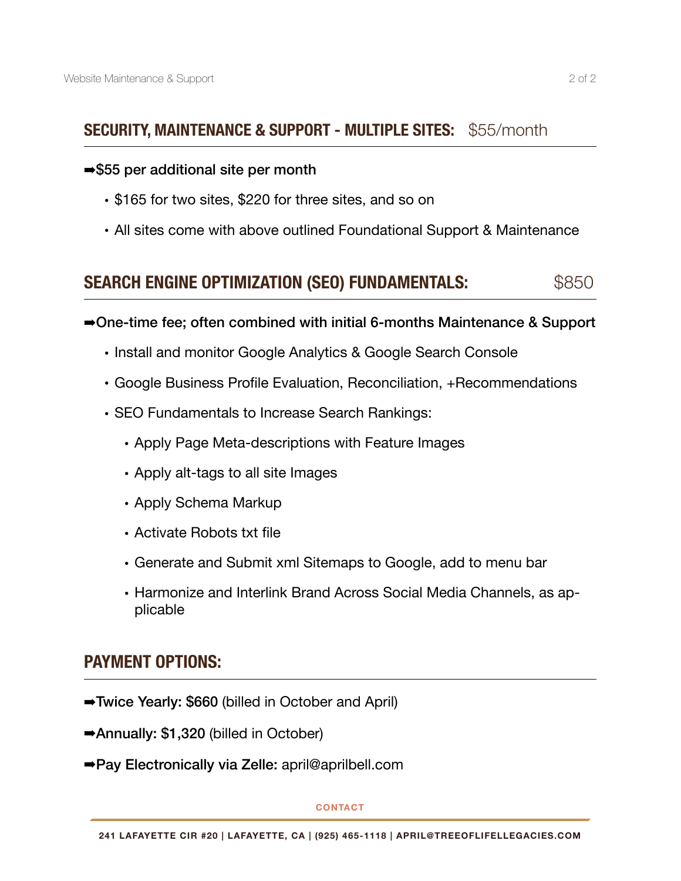## SECURITY, MAINTENANCE & SUPPORT - MULTIPLE SITES: $55/month

**➡$55 per additional site per month**

- $165 for two sites, $220 for three sites, and so on
- All sites come with above outlined Foundational Support & Maintenance

## SEARCH ENGINE OPTIMIZATION (SEO) FUNDAMENTALS: $850

**➡One-time fee; often combined with initial 6-months Maintenance & Support**

- Install and monitor Google Analytics & Google Search Console
- Google Business Profile Evaluation, Reconciliation, +Recommendations
- SEO Fundamentals to Increase Search Rankings:
  - Apply Page Meta-descriptions with Feature Images
  - Apply alt-tags to all site Images
  - Apply Schema Markup
  - Activate Robots txt file
  - Generate and Submit xml Sitemaps to Google, add to menu bar
  - Harmonize and Interlink Brand Across Social Media Channels, as applicable

## PAYMENT OPTIONS:

**➡Twice Yearly: $660** (billed in October and April)

**➡Annually: $1,320** (billed in October)

**➡Pay Electronically via Zelle:** april@aprilbell.com

**CONTACT**

**241 LAFAYETTE CIR #20 | LAFAYETTE, CA | (925) 465-1118 | APRIL@TREEOFLIFELLEGACIES.COM**